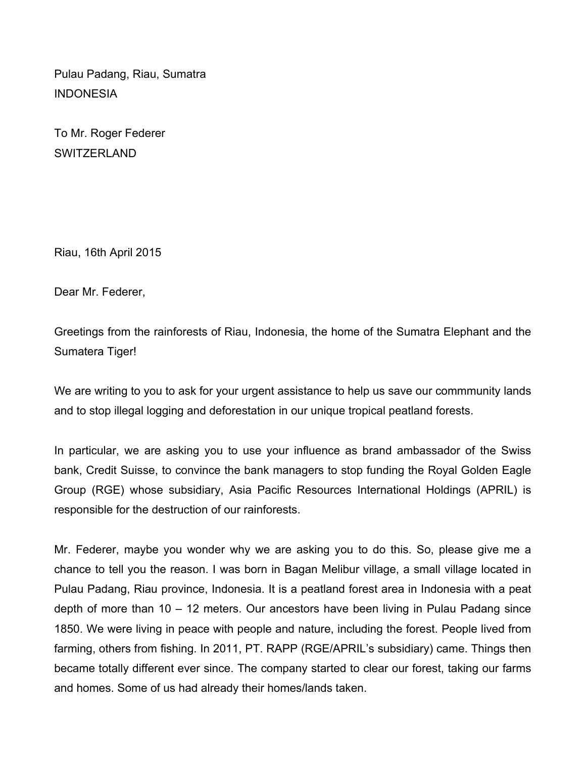Pulau Padang, Riau, Sumatra
INDONESIA

To Mr. Roger Federer
SWITZERLAND

Riau, 16th April 2015

Dear Mr. Federer,

Greetings from the rainforests of Riau, Indonesia, the home of the Sumatra Elephant and the Sumatera Tiger!

We are writing to you to ask for your urgent assistance to help us save our commmunity lands and to stop illegal logging and deforestation in our unique tropical peatland forests.

In particular, we are asking you to use your influence as brand ambassador of the Swiss bank, Credit Suisse, to convince the bank managers to stop funding the Royal Golden Eagle Group (RGE) whose subsidiary, Asia Pacific Resources International Holdings (APRIL) is responsible for the destruction of our rainforests.

Mr. Federer, maybe you wonder why we are asking you to do this. So, please give me a chance to tell you the reason. I was born in Bagan Melibur village, a small village located in Pulau Padang, Riau province, Indonesia. It is a peatland forest area in Indonesia with a peat depth of more than 10 – 12 meters. Our ancestors have been living in Pulau Padang since 1850. We were living in peace with people and nature, including the forest. People lived from farming, others from fishing. In 2011, PT. RAPP (RGE/APRIL's subsidiary) came. Things then became totally different ever since. The company started to clear our forest, taking our farms and homes. Some of us had already their homes/lands taken.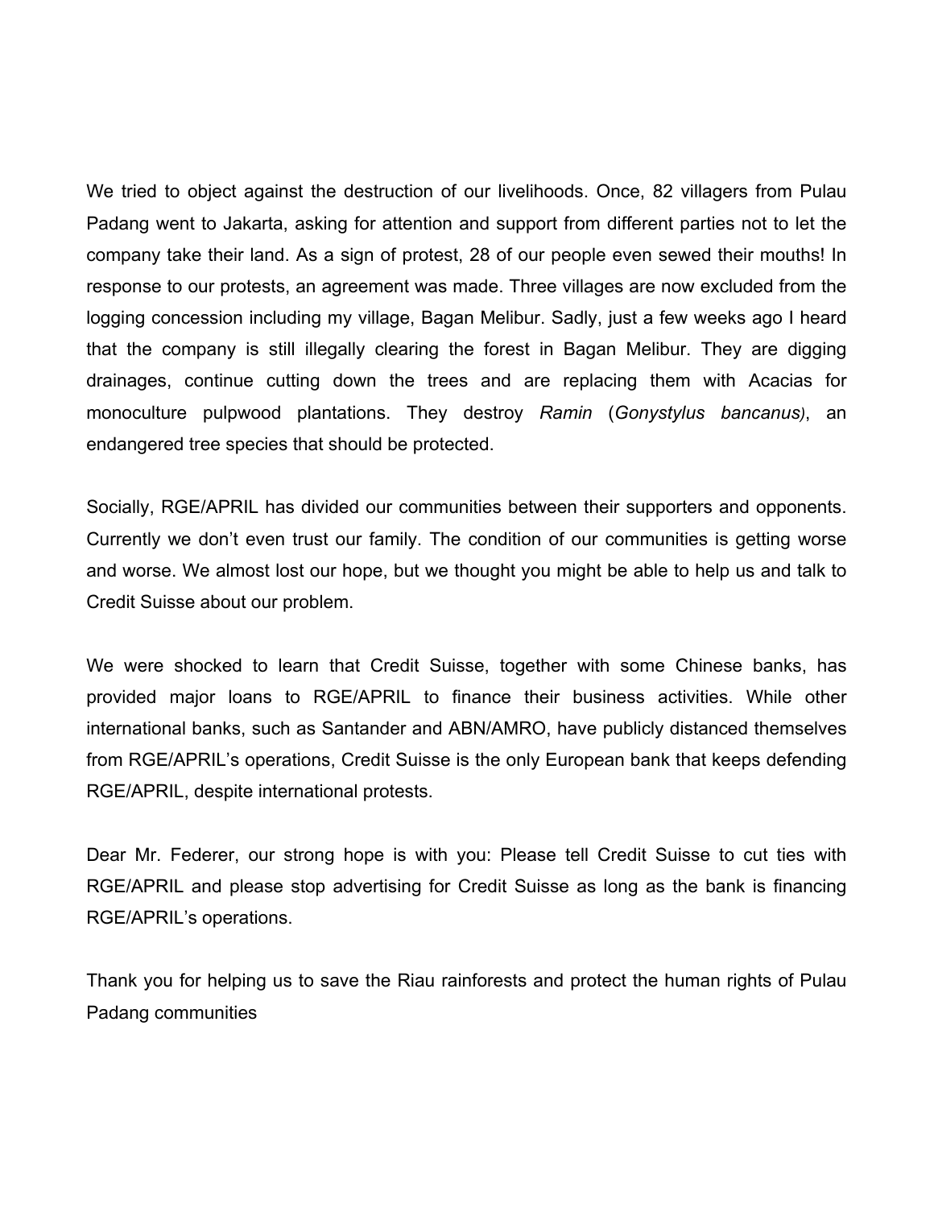We tried to object against the destruction of our livelihoods. Once, 82 villagers from Pulau Padang went to Jakarta, asking for attention and support from different parties not to let the company take their land. As a sign of protest, 28 of our people even sewed their mouths! In response to our protests, an agreement was made. Three villages are now excluded from the logging concession including my village, Bagan Melibur. Sadly, just a few weeks ago I heard that the company is still illegally clearing the forest in Bagan Melibur. They are digging drainages, continue cutting down the trees and are replacing them with Acacias for monoculture pulpwood plantations. They destroy *Ramin* (*Gonystylus bancanus)*, an endangered tree species that should be protected.

Socially, RGE/APRIL has divided our communities between their supporters and opponents. Currently we don't even trust our family. The condition of our communities is getting worse and worse. We almost lost our hope, but we thought you might be able to help us and talk to Credit Suisse about our problem.

We were shocked to learn that Credit Suisse, together with some Chinese banks, has provided major loans to RGE/APRIL to finance their business activities. While other international banks, such as Santander and ABN/AMRO, have publicly distanced themselves from RGE/APRIL's operations, Credit Suisse is the only European bank that keeps defending RGE/APRIL, despite international protests.

Dear Mr. Federer, our strong hope is with you: Please tell Credit Suisse to cut ties with RGE/APRIL and please stop advertising for Credit Suisse as long as the bank is financing RGE/APRIL's operations.

Thank you for helping us to save the Riau rainforests and protect the human rights of Pulau Padang communities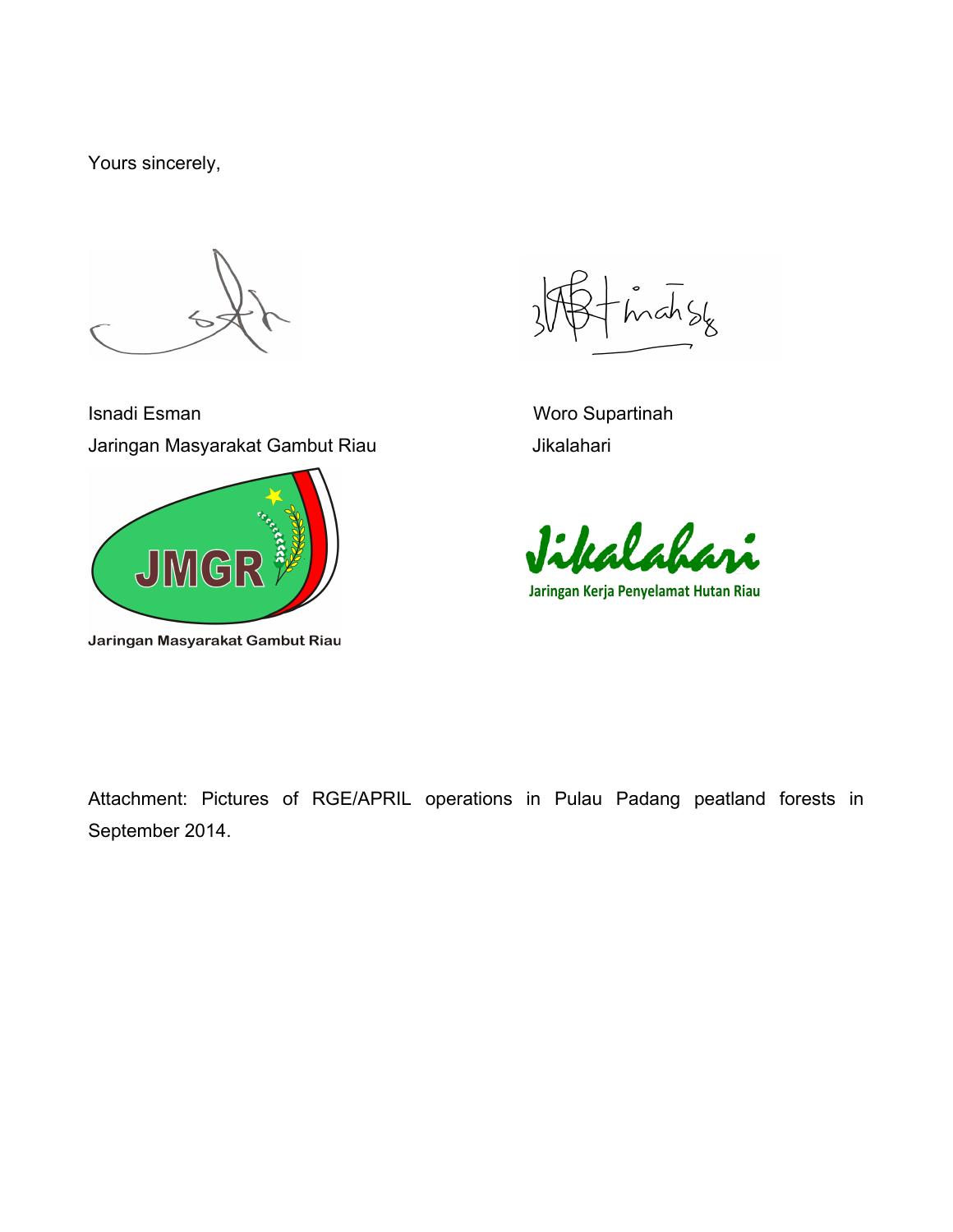Yours sincerely,

Isnadi Esman
Jaringan Masyarakat Gambut Riau

Woro Supartinah
Jikalahari

Jaringan Masyarakat Gambut Riau

Jaringan Kerja Penyelamat Hutan Riau

Attachment: Pictures of RGE/APRIL operations in Pulau Padang peatland forests in September 2014.